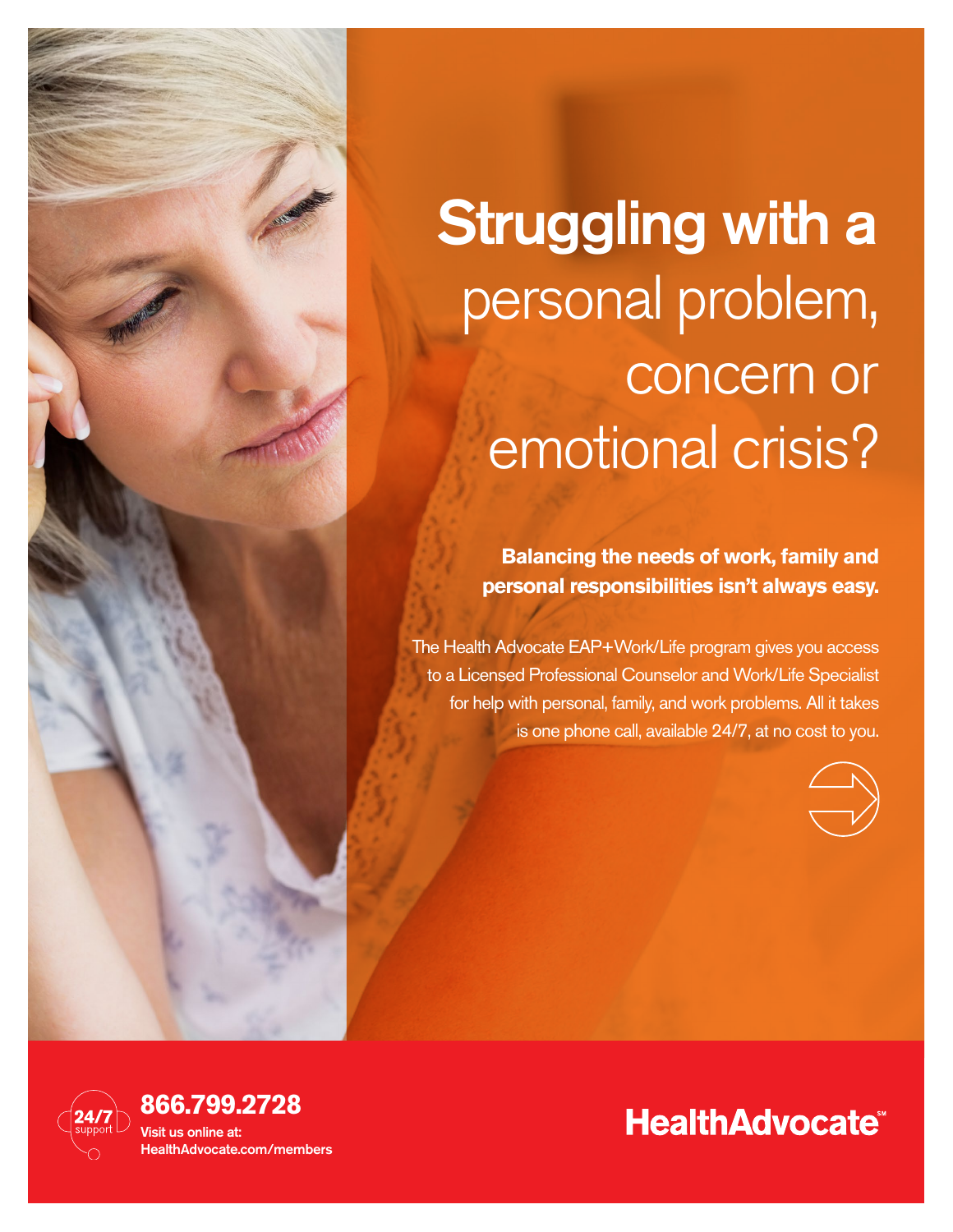# Struggling with a personal problem, concern or emotional crisis?

**Balancing the needs of work, family and personal responsibilities isn't always easy.**

The Health Advocate EAP+Work/Life program gives you access to a Licensed Professional Counselor and Work/Life Specialist for help with personal, family, and work problems. All it takes is one phone call, available 24/7, at no cost to you.

24/7 support

**866.799.2728**

**Visit us online at:**
**HealthAdvocate.com/members**

**HealthAdvocate**℠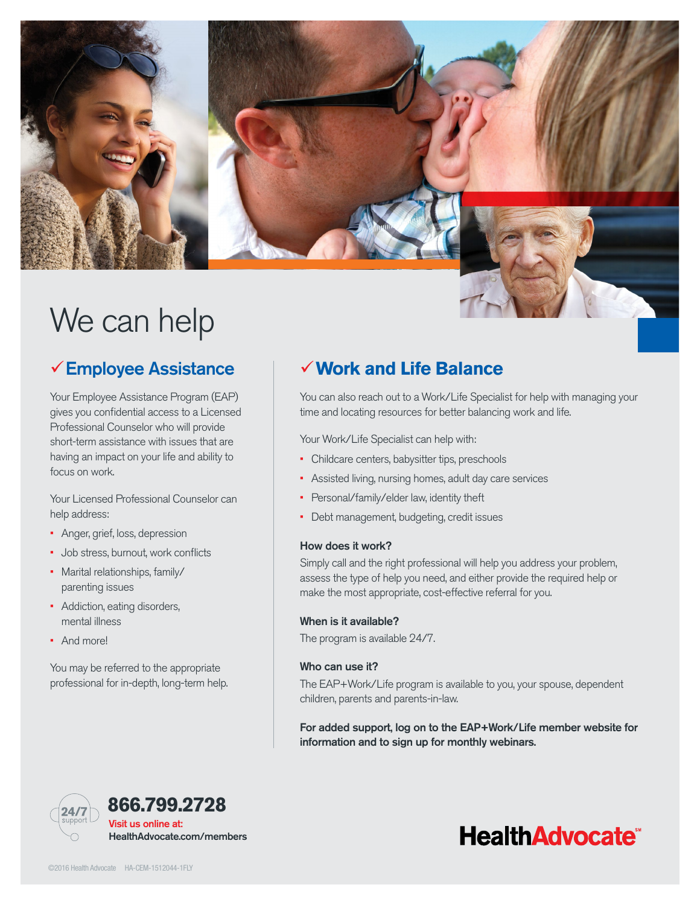# We can help

## ✓ Employee Assistance

Your Employee Assistance Program (EAP) gives you confidential access to a Licensed Professional Counselor who will provide short-term assistance with issues that are having an impact on your life and ability to focus on work.

Your Licensed Professional Counselor can help address:

- Anger, grief, loss, depression
- Job stress, burnout, work conflicts
- Marital relationships, family/ parenting issues
- Addiction, eating disorders, mental illness
- And more!

You may be referred to the appropriate professional for in-depth, long-term help.

## ✓ Work and Life Balance

You can also reach out to a Work/Life Specialist for help with managing your time and locating resources for better balancing work and life.

Your Work/Life Specialist can help with:

- Childcare centers, babysitter tips, preschools
- Assisted living, nursing homes, adult day care services
- Personal/family/elder law, identity theft
- Debt management, budgeting, credit issues

### How does it work?

Simply call and the right professional will help you address your problem, assess the type of help you need, and either provide the required help or make the most appropriate, cost-effective referral for you.

### When is it available?

The program is available 24/7.

### Who can use it?

The EAP+Work/Life program is available to you, your spouse, dependent children, parents and parents-in-law.

**For added support, log on to the EAP+Work/Life member website for information and to sign up for monthly webinars.**

24/7 support

**866.799.2728**

**Visit us online at:**
**HealthAdvocate.com/members**

**HealthAdvocate**℠

©2016 Health Advocate HA-CEM-1512044-1FLY